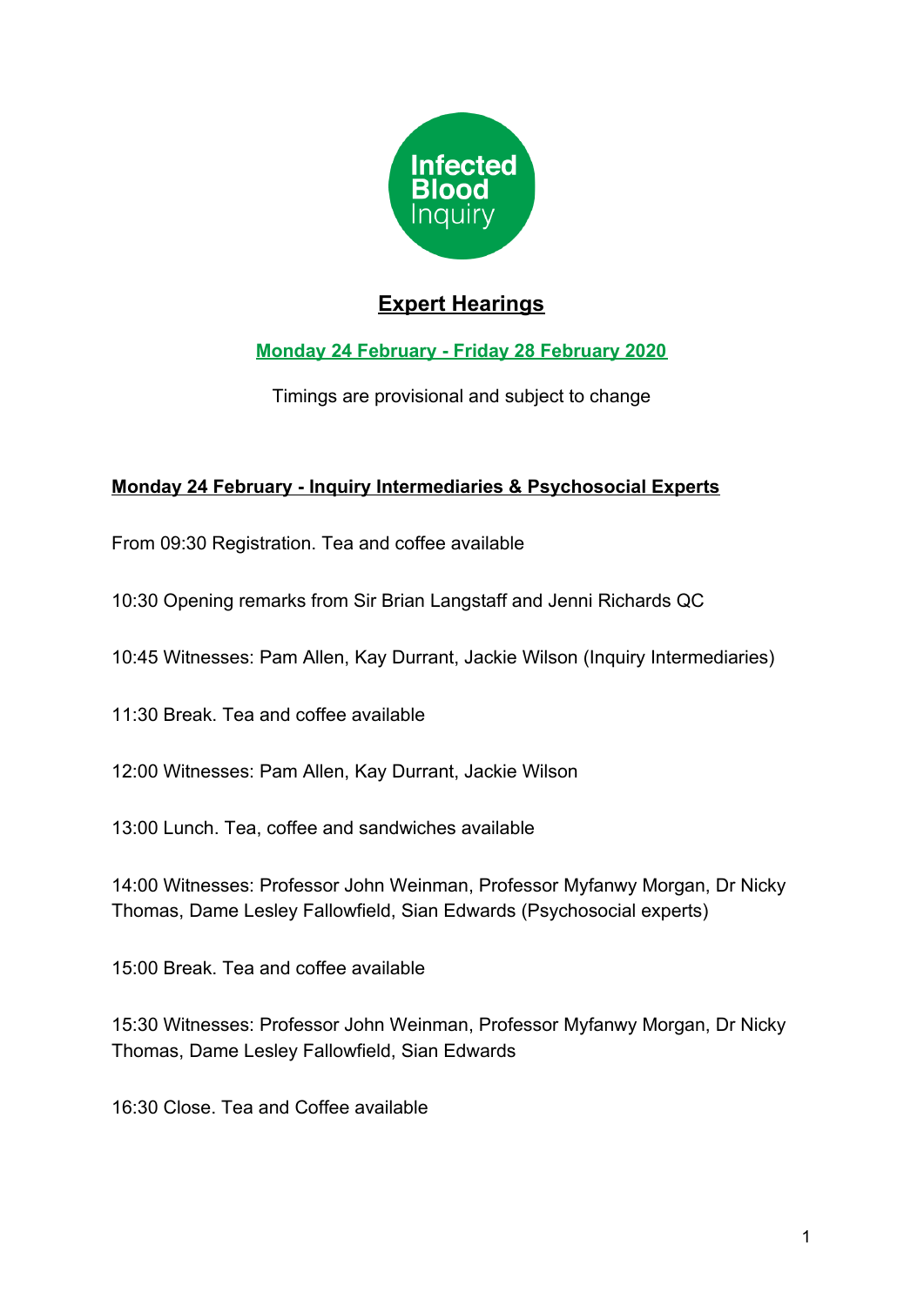Infected Blood Inquiry

# Expert Hearings

**Monday 24 February - Friday 28 February 2020**

Timings are provisional and subject to change

## Monday 24 February - Inquiry Intermediaries & Psychosocial Experts

From 09:30 Registration. Tea and coffee available

10:30 Opening remarks from Sir Brian Langstaff and Jenni Richards QC

10:45 Witnesses: Pam Allen, Kay Durrant, Jackie Wilson (Inquiry Intermediaries)

11:30 Break. Tea and coffee available

12:00 Witnesses: Pam Allen, Kay Durrant, Jackie Wilson

13:00 Lunch. Tea, coffee and sandwiches available

14:00 Witnesses: Professor John Weinman, Professor Myfanwy Morgan, Dr Nicky Thomas, Dame Lesley Fallowfield, Sian Edwards (Psychosocial experts)

15:00 Break. Tea and coffee available

15:30 Witnesses: Professor John Weinman, Professor Myfanwy Morgan, Dr Nicky Thomas, Dame Lesley Fallowfield, Sian Edwards

16:30 Close. Tea and Coffee available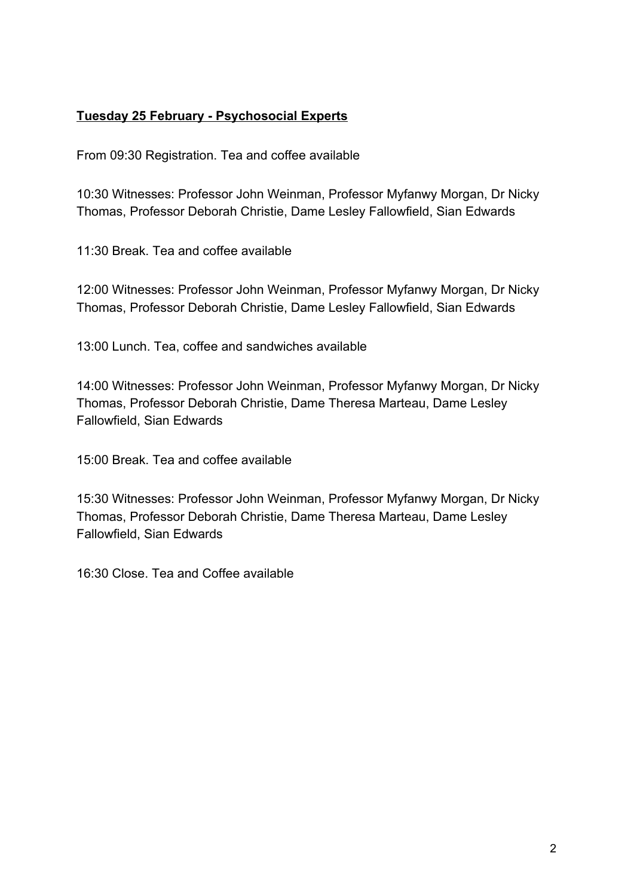**<u>Tuesday 25 February - Psychosocial Experts</u>**

From 09:30 Registration. Tea and coffee available

10:30 Witnesses: Professor John Weinman, Professor Myfanwy Morgan, Dr Nicky Thomas, Professor Deborah Christie, Dame Lesley Fallowfield, Sian Edwards

11:30 Break. Tea and coffee available

12:00 Witnesses: Professor John Weinman, Professor Myfanwy Morgan, Dr Nicky Thomas, Professor Deborah Christie, Dame Lesley Fallowfield, Sian Edwards

13:00 Lunch. Tea, coffee and sandwiches available

14:00 Witnesses: Professor John Weinman, Professor Myfanwy Morgan, Dr Nicky Thomas, Professor Deborah Christie, Dame Theresa Marteau, Dame Lesley Fallowfield, Sian Edwards

15:00 Break. Tea and coffee available

15:30 Witnesses: Professor John Weinman, Professor Myfanwy Morgan, Dr Nicky Thomas, Professor Deborah Christie, Dame Theresa Marteau, Dame Lesley Fallowfield, Sian Edwards

16:30 Close. Tea and Coffee available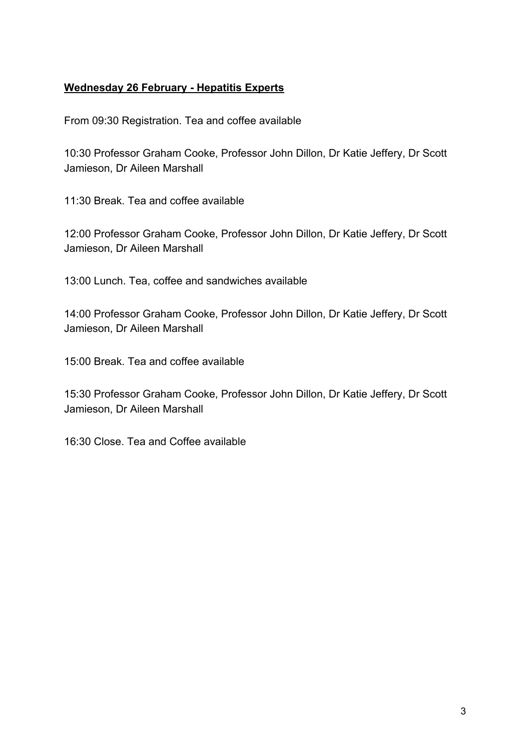**<u>Wednesday 26 February - Hepatitis Experts</u>**

From 09:30 Registration. Tea and coffee available

10:30 Professor Graham Cooke, Professor John Dillon, Dr Katie Jeffery, Dr Scott Jamieson, Dr Aileen Marshall

11:30 Break. Tea and coffee available

12:00 Professor Graham Cooke, Professor John Dillon, Dr Katie Jeffery, Dr Scott Jamieson, Dr Aileen Marshall

13:00 Lunch. Tea, coffee and sandwiches available

14:00 Professor Graham Cooke, Professor John Dillon, Dr Katie Jeffery, Dr Scott Jamieson, Dr Aileen Marshall

15:00 Break. Tea and coffee available

15:30 Professor Graham Cooke, Professor John Dillon, Dr Katie Jeffery, Dr Scott Jamieson, Dr Aileen Marshall

16:30 Close. Tea and Coffee available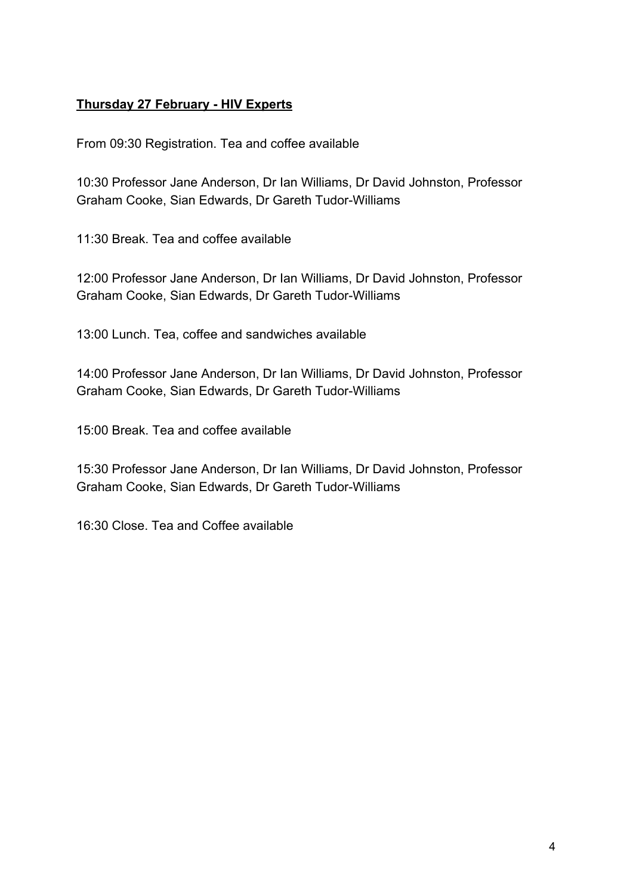**Thursday 27 February - HIV Experts**

From 09:30 Registration. Tea and coffee available

10:30 Professor Jane Anderson, Dr Ian Williams, Dr David Johnston, Professor Graham Cooke, Sian Edwards, Dr Gareth Tudor-Williams

11:30 Break. Tea and coffee available

12:00 Professor Jane Anderson, Dr Ian Williams, Dr David Johnston, Professor Graham Cooke, Sian Edwards, Dr Gareth Tudor-Williams

13:00 Lunch. Tea, coffee and sandwiches available

14:00 Professor Jane Anderson, Dr Ian Williams, Dr David Johnston, Professor Graham Cooke, Sian Edwards, Dr Gareth Tudor-Williams

15:00 Break. Tea and coffee available

15:30 Professor Jane Anderson, Dr Ian Williams, Dr David Johnston, Professor Graham Cooke, Sian Edwards, Dr Gareth Tudor-Williams

16:30 Close. Tea and Coffee available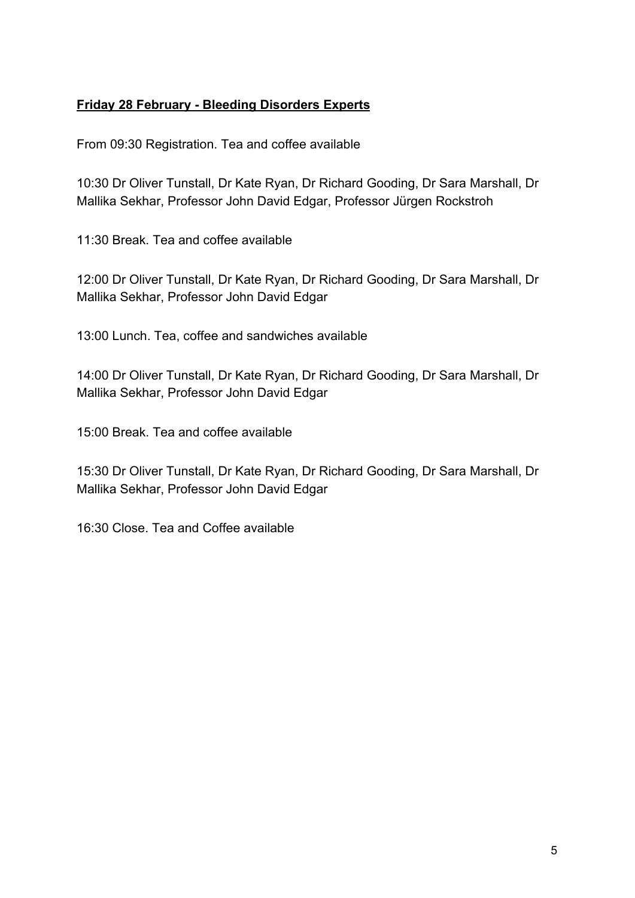**Friday 28 February - Bleeding Disorders Experts**

From 09:30 Registration. Tea and coffee available

10:30 Dr Oliver Tunstall, Dr Kate Ryan, Dr Richard Gooding, Dr Sara Marshall, Dr Mallika Sekhar, Professor John David Edgar, Professor Jürgen Rockstroh

11:30 Break. Tea and coffee available

12:00 Dr Oliver Tunstall, Dr Kate Ryan, Dr Richard Gooding, Dr Sara Marshall, Dr Mallika Sekhar, Professor John David Edgar

13:00 Lunch. Tea, coffee and sandwiches available

14:00 Dr Oliver Tunstall, Dr Kate Ryan, Dr Richard Gooding, Dr Sara Marshall, Dr Mallika Sekhar, Professor John David Edgar

15:00 Break. Tea and coffee available

15:30 Dr Oliver Tunstall, Dr Kate Ryan, Dr Richard Gooding, Dr Sara Marshall, Dr Mallika Sekhar, Professor John David Edgar

16:30 Close. Tea and Coffee available